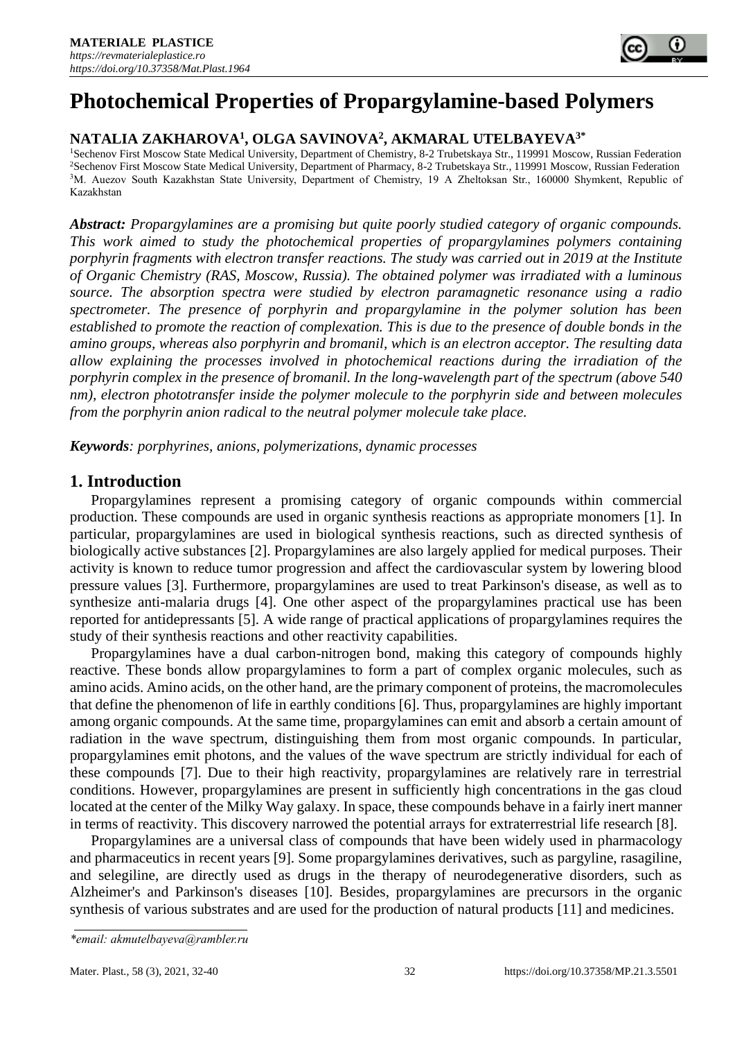MATERIALE PLASTICE
*https://revmaterialeplastice.ro*
*https://doi.org/10.37358/Mat.Plast.1964*

# Photochemical Properties of Propargylamine-based Polymers

**NATALIA ZAKHAROVA[1], OLGA SAVINOVA[2], AKMARAL UTELBAYEVA[3*]**

[1]Sechenov First Moscow State Medical University, Department of Chemistry, 8-2 Trubetskaya Str., 119991 Moscow, Russian Federation
[2]Sechenov First Moscow State Medical University, Department of Pharmacy, 8-2 Trubetskaya Str., 119991 Moscow, Russian Federation
[3]M. Auezov South Kazakhstan State University, Department of Chemistry, 19 A Zheltoksan Str., 160000 Shymkent, Republic of Kazakhstan

***Abstract:*** *Propargylamines are a promising but quite poorly studied category of organic compounds. This work aimed to study the photochemical properties of propargylamines polymers containing porphyrin fragments with electron transfer reactions. The study was carried out in 2019 at the Institute of Organic Chemistry (RAS, Moscow, Russia). The obtained polymer was irradiated with a luminous source. The absorption spectra were studied by electron paramagnetic resonance using a radio spectrometer. The presence of porphyrin and propargylamine in the polymer solution has been established to promote the reaction of complexation. This is due to the presence of double bonds in the amino groups, whereas also porphyrin and bromanil, which is an electron acceptor. The resulting data allow explaining the processes involved in photochemical reactions during the irradiation of the porphyrin complex in the presence of bromanil. In the long-wavelength part of the spectrum (above 540 nm), electron phototransfer inside the polymer molecule to the porphyrin side and between molecules from the porphyrin anion radical to the neutral polymer molecule take place.*

***Keywords****: porphyrines, anions, polymerizations, dynamic processes*

## 1. Introduction

Propargylamines represent a promising category of organic compounds within commercial production. These compounds are used in organic synthesis reactions as appropriate monomers [1]. In particular, propargylamines are used in biological synthesis reactions, such as directed synthesis of biologically active substances [2]. Propargylamines are also largely applied for medical purposes. Their activity is known to reduce tumor progression and affect the cardiovascular system by lowering blood pressure values [3]. Furthermore, propargylamines are used to treat Parkinson's disease, as well as to synthesize anti-malaria drugs [4]. One other aspect of the propargylamines practical use has been reported for antidepressants [5]. A wide range of practical applications of propargylamines requires the study of their synthesis reactions and other reactivity capabilities.

Propargylamines have a dual carbon-nitrogen bond, making this category of compounds highly reactive. These bonds allow propargylamines to form a part of complex organic molecules, such as amino acids. Amino acids, on the other hand, are the primary component of proteins, the macromolecules that define the phenomenon of life in earthly conditions [6]. Thus, propargylamines are highly important among organic compounds. At the same time, propargylamines can emit and absorb a certain amount of radiation in the wave spectrum, distinguishing them from most organic compounds. In particular, propargylamines emit photons, and the values of the wave spectrum are strictly individual for each of these compounds [7]. Due to their high reactivity, propargylamines are relatively rare in terrestrial conditions. However, propargylamines are present in sufficiently high concentrations in the gas cloud located at the center of the Milky Way galaxy. In space, these compounds behave in a fairly inert manner in terms of reactivity. This discovery narrowed the potential arrays for extraterrestrial life research [8].

Propargylamines are a universal class of compounds that have been widely used in pharmacology and pharmaceutics in recent years [9]. Some propargylamines derivatives, such as pargyline, rasagiline, and selegiline, are directly used as drugs in the therapy of neurodegenerative disorders, such as Alzheimer's and Parkinson's diseases [10]. Besides, propargylamines are precursors in the organic synthesis of various substrates and are used for the production of natural products [11] and medicines.

*\*email: akmutelbayeva@rambler.ru*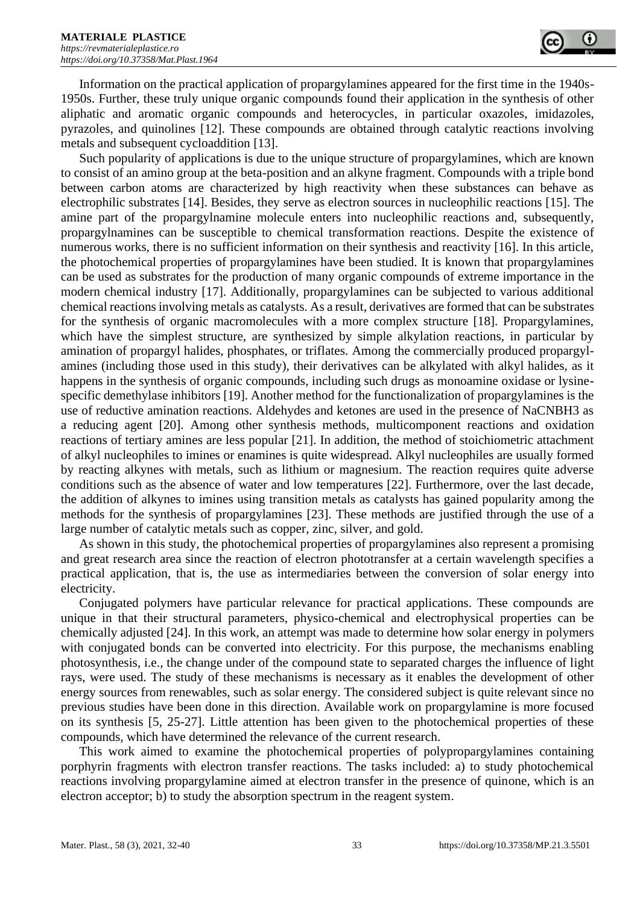Information on the practical application of propargylamines appeared for the first time in the 1940s-1950s. Further, these truly unique organic compounds found their application in the synthesis of other aliphatic and aromatic organic compounds and heterocycles, in particular oxazoles, imidazoles, pyrazoles, and quinolines [12]. These compounds are obtained through catalytic reactions involving metals and subsequent cycloaddition [13].

Such popularity of applications is due to the unique structure of propargylamines, which are known to consist of an amino group at the beta-position and an alkyne fragment. Compounds with a triple bond between carbon atoms are characterized by high reactivity when these substances can behave as electrophilic substrates [14]. Besides, they serve as electron sources in nucleophilic reactions [15]. The amine part of the propargylnamine molecule enters into nucleophilic reactions and, subsequently, propargylnamines can be susceptible to chemical transformation reactions. Despite the existence of numerous works, there is no sufficient information on their synthesis and reactivity [16]. In this article, the photochemical properties of propargylamines have been studied. It is known that propargylamines can be used as substrates for the production of many organic compounds of extreme importance in the modern chemical industry [17]. Additionally, propargylamines can be subjected to various additional chemical reactions involving metals as catalysts. As a result, derivatives are formed that can be substrates for the synthesis of organic macromolecules with a more complex structure [18]. Propargylamines, which have the simplest structure, are synthesized by simple alkylation reactions, in particular by amination of propargyl halides, phosphates, or triflates. Among the commercially produced propargyl-amines (including those used in this study), their derivatives can be alkylated with alkyl halides, as it happens in the synthesis of organic compounds, including such drugs as monoamine oxidase or lysine-specific demethylase inhibitors [19]. Another method for the functionalization of propargylamines is the use of reductive amination reactions. Aldehydes and ketones are used in the presence of $NaCNBH_3$ as a reducing agent [20]. Among other synthesis methods, multicomponent reactions and oxidation reactions of tertiary amines are less popular [21]. In addition, the method of stoichiometric attachment of alkyl nucleophiles to imines or enamines is quite widespread. Alkyl nucleophiles are usually formed by reacting alkynes with metals, such as lithium or magnesium. The reaction requires quite adverse conditions such as the absence of water and low temperatures [22]. Furthermore, over the last decade, the addition of alkynes to imines using transition metals as catalysts has gained popularity among the methods for the synthesis of propargylamines [23]. These methods are justified through the use of a large number of catalytic metals such as copper, zinc, silver, and gold.

As shown in this study, the photochemical properties of propargylamines also represent a promising and great research area since the reaction of electron phototransfer at a certain wavelength specifies a practical application, that is, the use as intermediaries between the conversion of solar energy into electricity.

Conjugated polymers have particular relevance for practical applications. These compounds are unique in that their structural parameters, physico-chemical and electrophysical properties can be chemically adjusted [24]. In this work, an attempt was made to determine how solar energy in polymers with conjugated bonds can be converted into electricity. For this purpose, the mechanisms enabling photosynthesis, i.e., the change under of the compound state to separated charges the influence of light rays, were used. The study of these mechanisms is necessary as it enables the development of other energy sources from renewables, such as solar energy. The considered subject is quite relevant since no previous studies have been done in this direction. Available work on propargylamine is more focused on its synthesis [5, 25-27]. Little attention has been given to the photochemical properties of these compounds, which have determined the relevance of the current research.

This work aimed to examine the photochemical properties of polypropargylamines containing porphyrin fragments with electron transfer reactions. The tasks included: a) to study photochemical reactions involving propargylamine aimed at electron transfer in the presence of quinone, which is an electron acceptor; b) to study the absorption spectrum in the reagent system.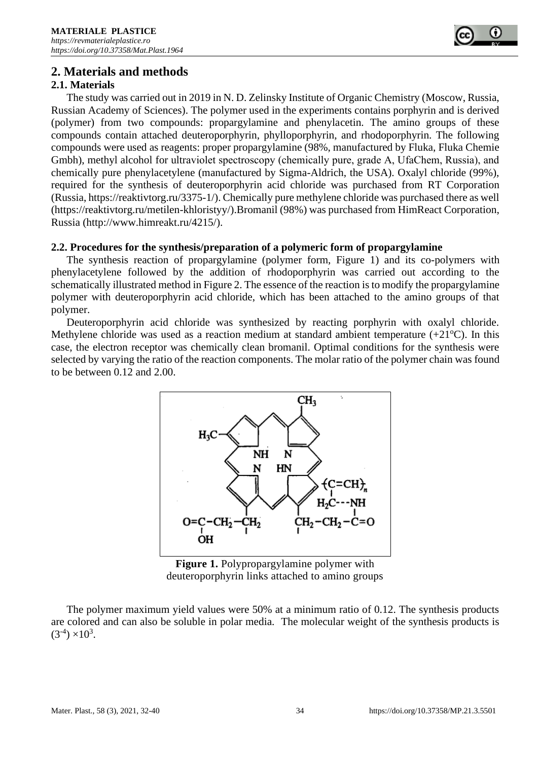## 2. Materials and methods

### 2.1. Materials

The study was carried out in 2019 in N. D. Zelinsky Institute of Organic Chemistry (Moscow, Russia, Russian Academy of Sciences). The polymer used in the experiments contains porphyrin and is derived (polymer) from two compounds: propargylamine and phenylacetin. The amino groups of these compounds contain attached deuteroporphyrin, phylloporphyrin, and rhodoporphyrin. The following compounds were used as reagents: proper propargylamine (98%, manufactured by Fluka, Fluka Chemie Gmbh), methyl alcohol for ultraviolet spectroscopy (chemically pure, grade A, UfaChem, Russia), and chemically pure phenylacetylene (manufactured by Sigma-Aldrich, the USA). Oxalyl chloride (99%), required for the synthesis of deuteroporphyrin acid chloride was purchased from RT Corporation (Russia, https://reaktivtorg.ru/3375-1/). Chemically pure methylene chloride was purchased there as well (https://reaktivtorg.ru/metilen-khloristyy/).Bromanil (98%) was purchased from HimReact Corporation, Russia (http://www.himreakt.ru/4215/).

### 2.2. Procedures for the synthesis/preparation of a polymeric form of propargylamine

The synthesis reaction of propargylamine (polymer form, Figure 1) and its co-polymers with phenylacetylene followed by the addition of rhodoporphyrin was carried out according to the schematically illustrated method in Figure 2. The essence of the reaction is to modify the propargylamine polymer with deuteroporphyrin acid chloride, which has been attached to the amino groups of that polymer.

Deuteroporphyrin acid chloride was synthesized by reacting porphyrin with oxalyl chloride. Methylene chloride was used as a reaction medium at standard ambient temperature (+21°C). In this case, the electron receptor was chemically clean bromanil. Optimal conditions for the synthesis were selected by varying the ratio of the reaction components. The molar ratio of the polymer chain was found to be between 0.12 and 2.00.

**Figure 1.** Polypropargylamine polymer with deuteroporphyrin links attached to amino groups

The polymer maximum yield values were 50% at a minimum ratio of 0.12. The synthesis products are colored and can also be soluble in polar media. The molecular weight of the synthesis products is $(3^{-4}) \times 10^3$.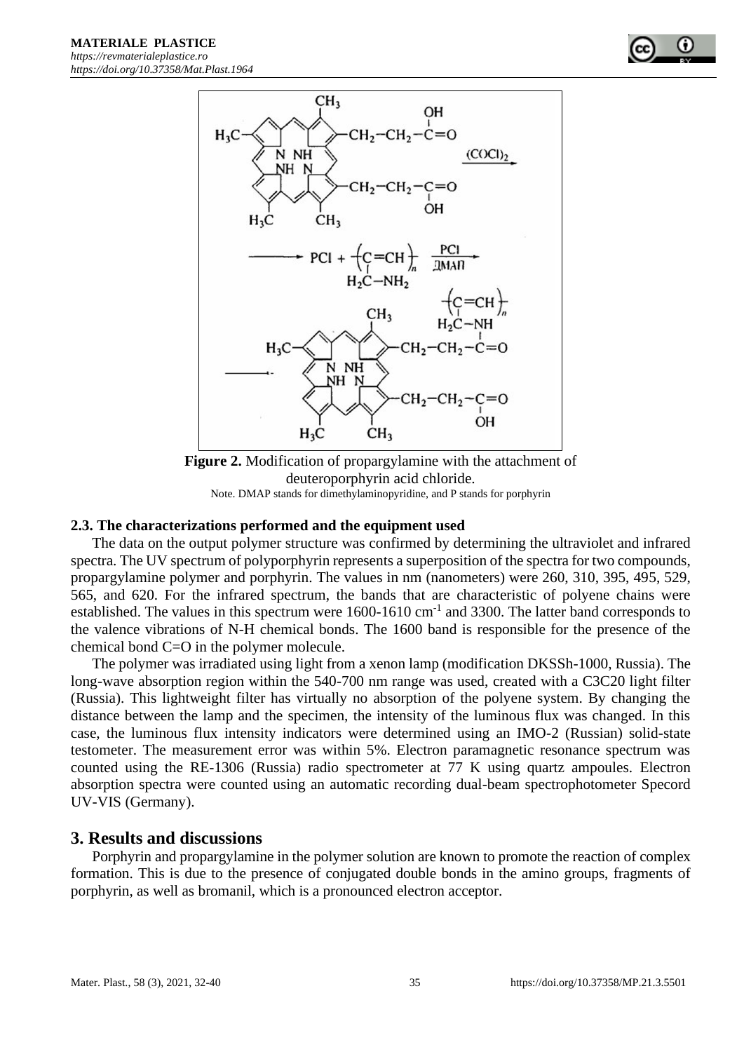**Figure 2.** Modification of propargylamine with the attachment of deuteroporphyrin acid chloride.

Note. DMAP stands for dimethylaminopyridine, and P stands for porphyrin

### 2.3. The characterizations performed and the equipment used

The data on the output polymer structure was confirmed by determining the ultraviolet and infrared spectra. The UV spectrum of polyporphyrin represents a superposition of the spectra for two compounds, propargylamine polymer and porphyrin. The values in nm (nanometers) were 260, 310, 395, 495, 529, 565, and 620. For the infrared spectrum, the bands that are characteristic of polyene chains were established. The values in this spectrum were 1600-1610 $cm^{-1}$ and 3300. The latter band corresponds to the valence vibrations of N-H chemical bonds. The 1600 band is responsible for the presence of the chemical bond C=O in the polymer molecule.

The polymer was irradiated using light from a xenon lamp (modification DKSSh-1000, Russia). The long-wave absorption region within the 540-700 nm range was used, created with a C3C20 light filter (Russia). This lightweight filter has virtually no absorption of the polyene system. By changing the distance between the lamp and the specimen, the intensity of the luminous flux was changed. In this case, the luminous flux intensity indicators were determined using an IMO-2 (Russian) solid-state testometer. The measurement error was within 5%. Electron paramagnetic resonance spectrum was counted using the RE-1306 (Russia) radio spectrometer at 77 K using quartz ampoules. Electron absorption spectra were counted using an automatic recording dual-beam spectrophotometer Specord UV-VIS (Germany).

## 3. Results and discussions

Porphyrin and propargylamine in the polymer solution are known to promote the reaction of complex formation. This is due to the presence of conjugated double bonds in the amino groups, fragments of porphyrin, as well as bromanil, which is a pronounced electron acceptor.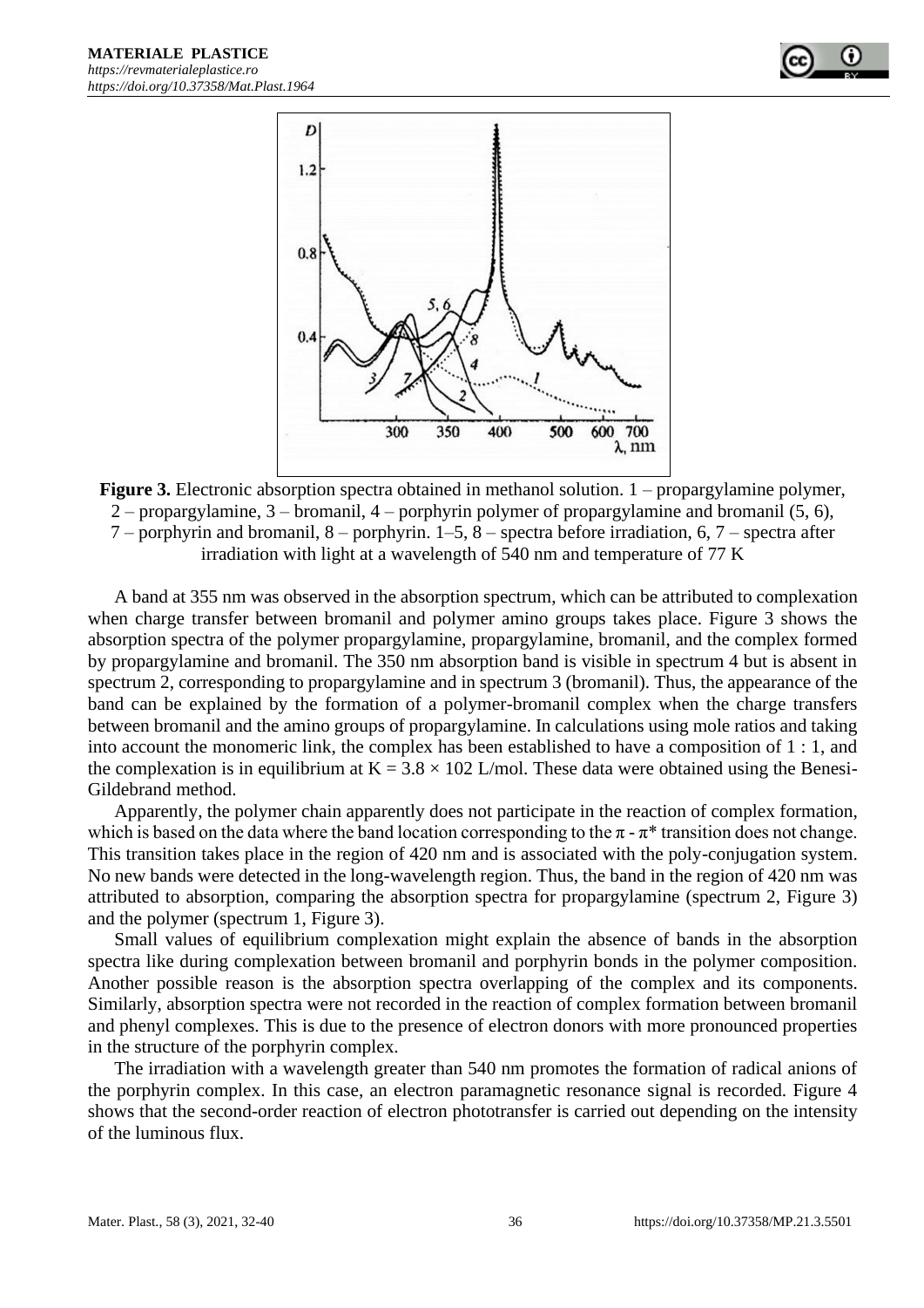**Figure 3.** Electronic absorption spectra obtained in methanol solution. 1 – propargylamine polymer, 2 – propargylamine, 3 – bromanil, 4 – porphyrin polymer of propargylamine and bromanil (5, 6), 7 – porphyrin and bromanil, 8 – porphyrin. 1–5, 8 – spectra before irradiation, 6, 7 – spectra after irradiation with light at a wavelength of 540 nm and temperature of 77 K

A band at 355 nm was observed in the absorption spectrum, which can be attributed to complexation when charge transfer between bromanil and polymer amino groups takes place. Figure 3 shows the absorption spectra of the polymer propargylamine, propargylamine, bromanil, and the complex formed by propargylamine and bromanil. The 350 nm absorption band is visible in spectrum 4 but is absent in spectrum 2, corresponding to propargylamine and in spectrum 3 (bromanil). Thus, the appearance of the band can be explained by the formation of a polymer-bromanil complex when the charge transfers between bromanil and the amino groups of propargylamine. In calculations using mole ratios and taking into account the monomeric link, the complex has been established to have a composition of 1 : 1, and the complexation is in equilibrium at $K = 3.8 \times 102$ L/mol. These data were obtained using the Benesi-Gildebrand method.

Apparently, the polymer chain apparently does not participate in the reaction of complex formation, which is based on the data where the band location corresponding to the $\pi$ - $\pi^*$ transition does not change. This transition takes place in the region of 420 nm and is associated with the poly-conjugation system. No new bands were detected in the long-wavelength region. Thus, the band in the region of 420 nm was attributed to absorption, comparing the absorption spectra for propargylamine (spectrum 2, Figure 3) and the polymer (spectrum 1, Figure 3).

Small values of equilibrium complexation might explain the absence of bands in the absorption spectra like during complexation between bromanil and porphyrin bonds in the polymer composition. Another possible reason is the absorption spectra overlapping of the complex and its components. Similarly, absorption spectra were not recorded in the reaction of complex formation between bromanil and phenyl complexes. This is due to the presence of electron donors with more pronounced properties in the structure of the porphyrin complex.

The irradiation with a wavelength greater than 540 nm promotes the formation of radical anions of the porphyrin complex. In this case, an electron paramagnetic resonance signal is recorded. Figure 4 shows that the second-order reaction of electron phototransfer is carried out depending on the intensity of the luminous flux.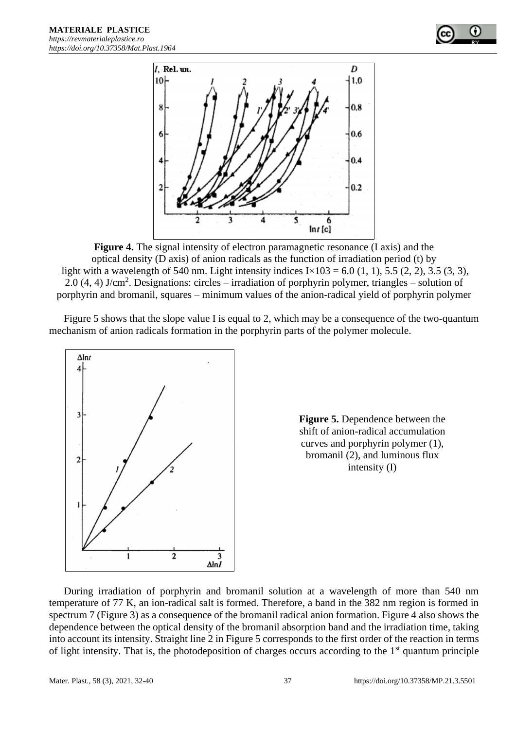**Figure 4.** The signal intensity of electron paramagnetic resonance (I axis) and the optical density (D axis) of anion radicals as the function of irradiation period (t) by light with a wavelength of 540 nm. Light intensity indices I×103 = 6.0 (1, 1), 5.5 (2, 2), 3.5 (3, 3), 2.0 (4, 4) J/cm$^2$. Designations: circles – irradiation of porphyrin polymer, triangles – solution of porphyrin and bromanil, squares – minimum values of the anion-radical yield of porphyrin polymer

Figure 5 shows that the slope value I is equal to 2, which may be a consequence of the two-quantum mechanism of anion radicals formation in the porphyrin parts of the polymer molecule.

**Figure 5.** Dependence between the shift of anion-radical accumulation curves and porphyrin polymer (1), bromanil (2), and luminous flux intensity (I)

During irradiation of porphyrin and bromanil solution at a wavelength of more than 540 nm temperature of 77 K, an ion-radical salt is formed. Therefore, a band in the 382 nm region is formed in spectrum 7 (Figure 3) as a consequence of the bromanil radical anion formation. Figure 4 also shows the dependence between the optical density of the bromanil absorption band and the irradiation time, taking into account its intensity. Straight line 2 in Figure 5 corresponds to the first order of the reaction in terms of light intensity. That is, the photodeposition of charges occurs according to the 1st quantum principle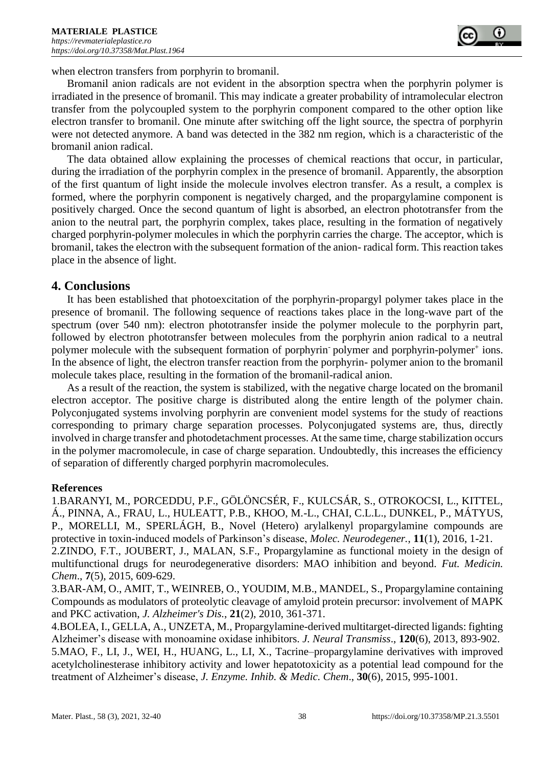when electron transfers from porphyrin to bromanil.

Bromanil anion radicals are not evident in the absorption spectra when the porphyrin polymer is irradiated in the presence of bromanil. This may indicate a greater probability of intramolecular electron transfer from the polycoupled system to the porphyrin component compared to the other option like electron transfer to bromanil. One minute after switching off the light source, the spectra of porphyrin were not detected anymore. A band was detected in the 382 nm region, which is a characteristic of the bromanil anion radical.

The data obtained allow explaining the processes of chemical reactions that occur, in particular, during the irradiation of the porphyrin complex in the presence of bromanil. Apparently, the absorption of the first quantum of light inside the molecule involves electron transfer. As a result, a complex is formed, where the porphyrin component is negatively charged, and the propargylamine component is positively charged. Once the second quantum of light is absorbed, an electron phototransfer from the anion to the neutral part, the porphyrin complex, takes place, resulting in the formation of negatively charged porphyrin-polymer molecules in which the porphyrin carries the charge. The acceptor, which is bromanil, takes the electron with the subsequent formation of the anion- radical form. This reaction takes place in the absence of light.

## 4. Conclusions

It has been established that photoexcitation of the porphyrin-propargyl polymer takes place in the presence of bromanil. The following sequence of reactions takes place in the long-wave part of the spectrum (over 540 nm): electron phototransfer inside the polymer molecule to the porphyrin part, followed by electron phototransfer between molecules from the porphyrin anion radical to a neutral polymer molecule with the subsequent formation of porphyrin$^-$ polymer and porphyrin-polymer$^+$ ions. In the absence of light, the electron transfer reaction from the porphyrin- polymer anion to the bromanil molecule takes place, resulting in the formation of the bromanil-radical anion.

As a result of the reaction, the system is stabilized, with the negative charge located on the bromanil electron acceptor. The positive charge is distributed along the entire length of the polymer chain. Polyconjugated systems involving porphyrin are convenient model systems for the study of reactions corresponding to primary charge separation processes. Polyconjugated systems are, thus, directly involved in charge transfer and photodetachment processes. At the same time, charge stabilization occurs in the polymer macromolecule, in case of charge separation. Undoubtedly, this increases the efficiency of separation of differently charged porphyrin macromolecules.

**References**

1.BARANYI, M., PORCEDDU, P.F., GÖLÖNCSÉR, F., KULCSÁR, S., OTROKOCSI, L., KITTEL, Á., PINNA, A., FRAU, L., HULEATT, P.B., KHOO, M.-L., CHAI, C.L.L., DUNKEL, P., MÁTYUS, P., MORELLI, M., SPERLÁGH, B., Novel (Hetero) arylalkenyl propargylamine compounds are protective in toxin-induced models of Parkinson's disease, *Molec. Neurodegener.*, **11**(1), 2016, 1-21.

2.ZINDO, F.T., JOUBERT, J., MALAN, S.F., Propargylamine as functional moiety in the design of multifunctional drugs for neurodegenerative disorders: MAO inhibition and beyond. *Fut. Medicin. Chem*., **7**(5), 2015, 609-629.

3.BAR-AM, O., AMIT, T., WEINREB, O., YOUDIM, M.B., MANDEL, S., Propargylamine containing Compounds as modulators of proteolytic cleavage of amyloid protein precursor: involvement of MAPK and PKC activation, *J. Alzheimer's Dis.*, **21**(2), 2010, 361-371.

4.BOLEA, I., GELLA, A., UNZETA, M., Propargylamine-derived multitarget-directed ligands: fighting Alzheimer's disease with monoamine oxidase inhibitors. *J. Neural Transmiss*., **120**(6), 2013, 893-902.

5.MAO, F., LI, J., WEI, H., HUANG, L., LI, X., Tacrine–propargylamine derivatives with improved acetylcholinesterase inhibitory activity and lower hepatotoxicity as a potential lead compound for the treatment of Alzheimer's disease, *J. Enzyme. Inhib. & Medic. Chem*., **30**(6), 2015, 995-1001.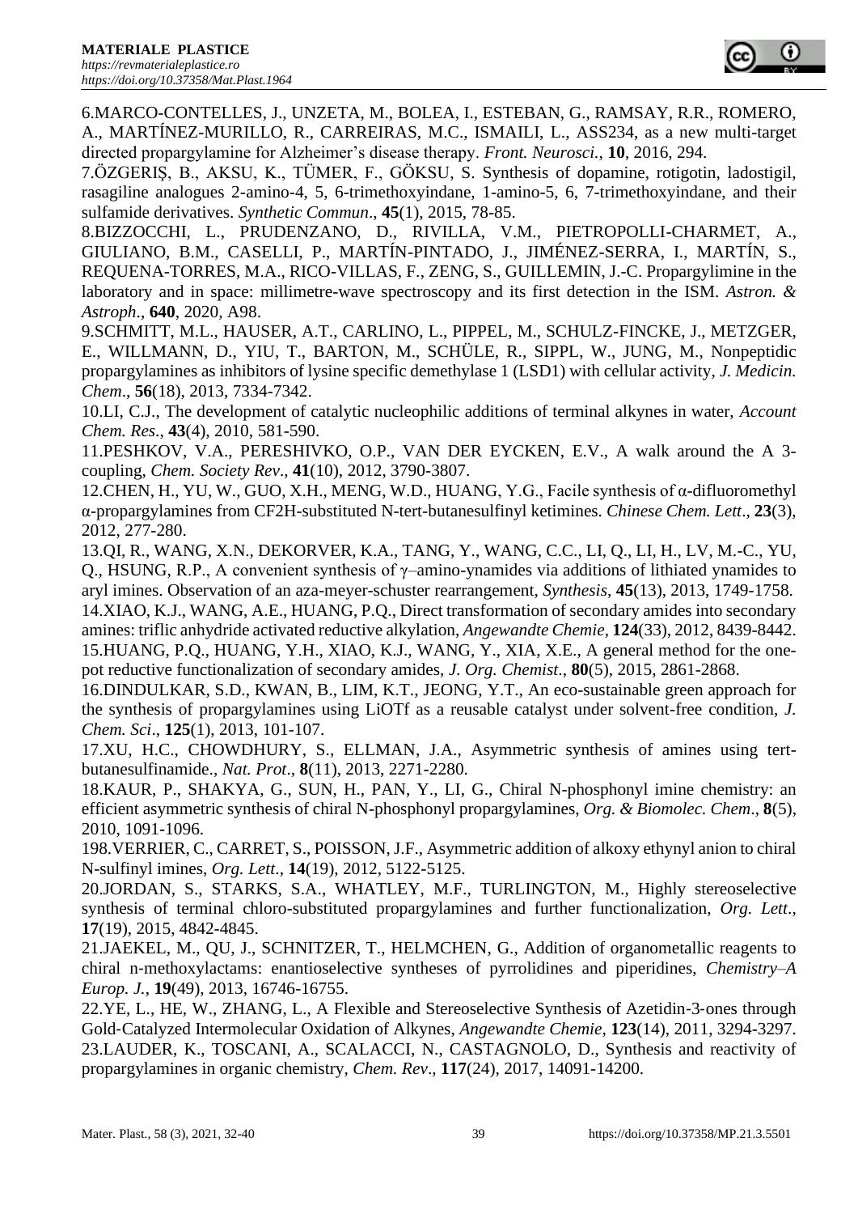6.MARCO-CONTELLES, J., UNZETA, M., BOLEA, I., ESTEBAN, G., RAMSAY, R.R., ROMERO, A., MARTÍNEZ-MURILLO, R., CARREIRAS, M.C., ISMAILI, L., ASS234, as a new multi-target directed propargylamine for Alzheimer's disease therapy. *Front. Neurosci*., **10**, 2016, 294.

7.ÖZGERIŞ, B., AKSU, K., TÜMER, F., GÖKSU, S. Synthesis of dopamine, rotigotin, ladostigil, rasagiline analogues 2-amino-4, 5, 6-trimethoxyindane, 1-amino-5, 6, 7-trimethoxyindane, and their sulfamide derivatives. *Synthetic Commun*., **45**(1), 2015, 78-85.

8.BIZZOCCHI, L., PRUDENZANO, D., RIVILLA, V.M., PIETROPOLLI-CHARMET, A., GIULIANO, B.M., CASELLI, P., MARTÍN-PINTADO, J., JIMÉNEZ-SERRA, I., MARTÍN, S., REQUENA-TORRES, M.A., RICO-VILLAS, F., ZENG, S., GUILLEMIN, J.-C. Propargylimine in the laboratory and in space: millimetre-wave spectroscopy and its first detection in the ISM. *Astron. & Astroph*., **640**, 2020, A98.

9.SCHMITT, M.L., HAUSER, A.T., CARLINO, L., PIPPEL, M., SCHULZ-FINCKE, J., METZGER, E., WILLMANN, D., YIU, T., BARTON, M., SCHÜLE, R., SIPPL, W., JUNG, M., Nonpeptidic propargylamines as inhibitors of lysine specific demethylase 1 (LSD1) with cellular activity, *J. Medicin. Chem*., **56**(18), 2013, 7334-7342.

10.LI, C.J., The development of catalytic nucleophilic additions of terminal alkynes in water, *Account Chem. Res*., **43**(4), 2010, 581-590.

11.PESHKOV, V.A., PERESHIVKO, O.P., VAN DER EYCKEN, E.V., A walk around the A 3-coupling, *Chem. Society Rev*., **41**(10), 2012, 3790-3807.

12.CHEN, H., YU, W., GUO, X.H., MENG, W.D., HUANG, Y.G., Facile synthesis of α-difluoromethyl α-propargylamines from CF2H-substituted N-tert-butanesulfinyl ketimines. *Chinese Chem. Lett*., **23**(3), 2012, 277-280.

13.QI, R., WANG, X.N., DEKORVER, K.A., TANG, Y., WANG, C.C., LI, Q., LI, H., LV, M.-C., YU, Q., HSUNG, R.P., A convenient synthesis of γ–amino-ynamides via additions of lithiated ynamides to aryl imines. Observation of an aza-meyer-schuster rearrangement, *Synthesis*, **45**(13), 2013, 1749-1758.

14.XIAO, K.J., WANG, A.E., HUANG, P.Q., Direct transformation of secondary amides into secondary amines: triflic anhydride activated reductive alkylation, *Angewandte Chemie*, **124**(33), 2012, 8439-8442.

15.HUANG, P.Q., HUANG, Y.H., XIAO, K.J., WANG, Y., XIA, X.E., A general method for the one-pot reductive functionalization of secondary amides, *J. Org. Chemist*., **80**(5), 2015, 2861-2868.

16.DINDULKAR, S.D., KWAN, B., LIM, K.T., JEONG, Y.T., An eco-sustainable green approach for the synthesis of propargylamines using LiOTf as a reusable catalyst under solvent-free condition, *J. Chem. Sci*., **125**(1), 2013, 101-107.

17.XU, H.C., CHOWDHURY, S., ELLMAN, J.A., Asymmetric synthesis of amines using tert-butanesulfinamide., *Nat. Prot*., **8**(11), 2013, 2271-2280.

18.KAUR, P., SHAKYA, G., SUN, H., PAN, Y., LI, G., Chiral N-phosphonyl imine chemistry: an efficient asymmetric synthesis of chiral N-phosphonyl propargylamines, *Org. & Biomolec. Chem*., **8**(5), 2010, 1091-1096.

198.VERRIER, C., CARRET, S., POISSON, J.F., Asymmetric addition of alkoxy ethynyl anion to chiral N-sulfinyl imines, *Org. Lett*., **14**(19), 2012, 5122-5125.

20.JORDAN, S., STARKS, S.A., WHATLEY, M.F., TURLINGTON, M., Highly stereoselective synthesis of terminal chloro-substituted propargylamines and further functionalization, *Org. Lett*., **17**(19), 2015, 4842-4845.

21.JAEKEL, M., QU, J., SCHNITZER, T., HELMCHEN, G., Addition of organometallic reagents to chiral n-methoxylactams: enantioselective syntheses of pyrrolidines and piperidines, *Chemistry–A Europ. J*., **19**(49), 2013, 16746-16755.

22.YE, L., HE, W., ZHANG, L., A Flexible and Stereoselective Synthesis of Azetidin-3-ones through Gold-Catalyzed Intermolecular Oxidation of Alkynes, *Angewandte Chemie*, **123**(14), 2011, 3294-3297.

23.LAUDER, K., TOSCANI, A., SCALACCI, N., CASTAGNOLO, D., Synthesis and reactivity of propargylamines in organic chemistry, *Chem. Rev*., **117**(24), 2017, 14091-14200.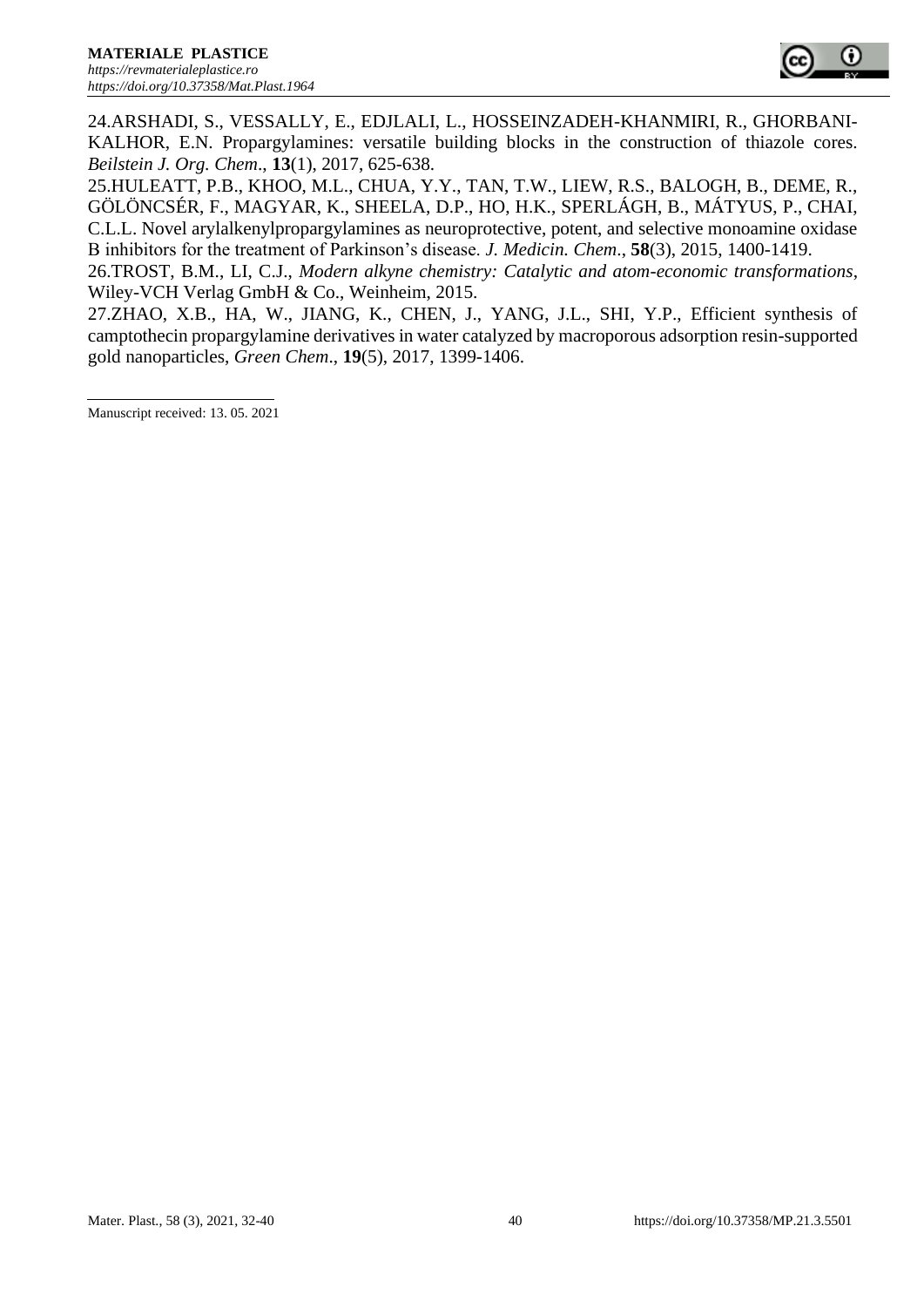24.ARSHADI, S., VESSALLY, E., EDJLALI, L., HOSSEINZADEH-KHANMIRI, R., GHORBANI-KALHOR, E.N. Propargylamines: versatile building blocks in the construction of thiazole cores. *Beilstein J. Org. Chem*., **13**(1), 2017, 625-638.

25.HULEATT, P.B., KHOO, M.L., CHUA, Y.Y., TAN, T.W., LIEW, R.S., BALOGH, B., DEME, R., GÖLÖNCSÉR, F., MAGYAR, K., SHEELA, D.P., HO, H.K., SPERLÁGH, B., MÁTYUS, P., CHAI, C.L.L. Novel arylalkenylpropargylamines as neuroprotective, potent, and selective monoamine oxidase B inhibitors for the treatment of Parkinson's disease. *J. Medicin. Chem*., **58**(3), 2015, 1400-1419.

26.TROST, B.M., LI, C.J., *Modern alkyne chemistry: Catalytic and atom-economic transformations*, Wiley-VCH Verlag GmbH & Co., Weinheim, 2015.

27.ZHAO, X.B., HA, W., JIANG, K., CHEN, J., YANG, J.L., SHI, Y.P., Efficient synthesis of camptothecin propargylamine derivatives in water catalyzed by macroporous adsorption resin-supported gold nanoparticles, *Green Chem*., **19**(5), 2017, 1399-1406.

---

Manuscript received: 13. 05. 2021